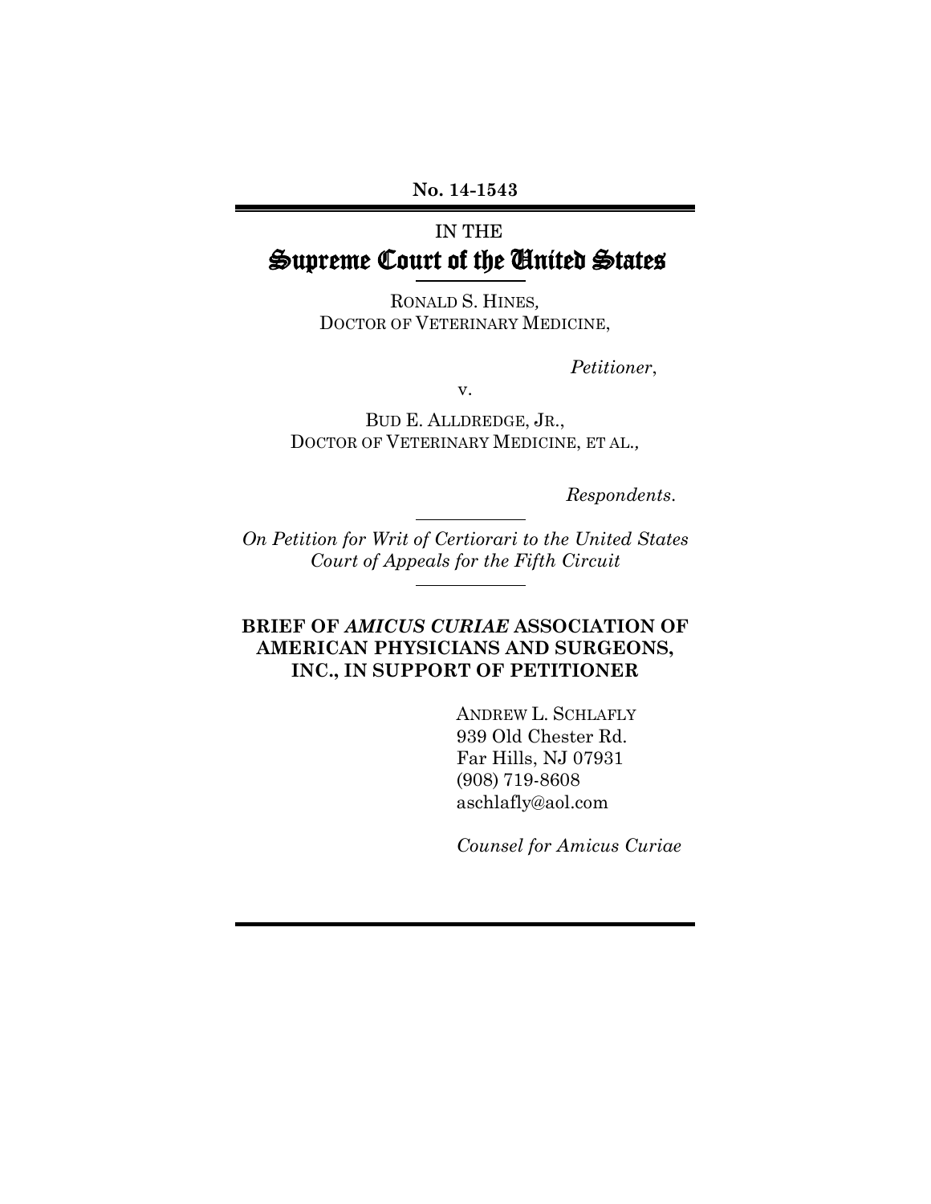**No. 14-1543**

IN THE

# Supreme Court of the United States

RONALD S. HINES,
DOCTOR OF VETERINARY MEDICINE,

*Petitioner*,

v.

BUD E. ALLDREDGE, JR.,
DOCTOR OF VETERINARY MEDICINE, ET AL.,

*Respondents*.

*On Petition for Writ of Certiorari to the United States Court of Appeals for the Fifth Circuit*

**BRIEF OF *AMICUS CURIAE* ASSOCIATION OF AMERICAN PHYSICIANS AND SURGEONS, INC., IN SUPPORT OF PETITIONER**

ANDREW L. SCHLAFLY
939 Old Chester Rd.
Far Hills, NJ 07931
(908) 719-8608
aschlafly@aol.com

*Counsel for Amicus Curiae*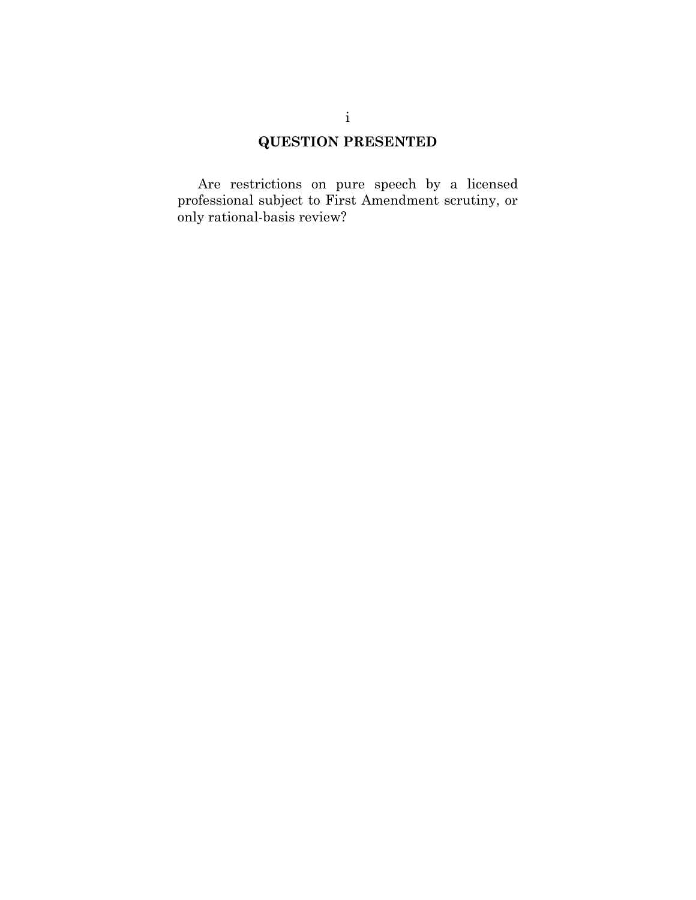## QUESTION PRESENTED

Are restrictions on pure speech by a licensed professional subject to First Amendment scrutiny, or only rational-basis review?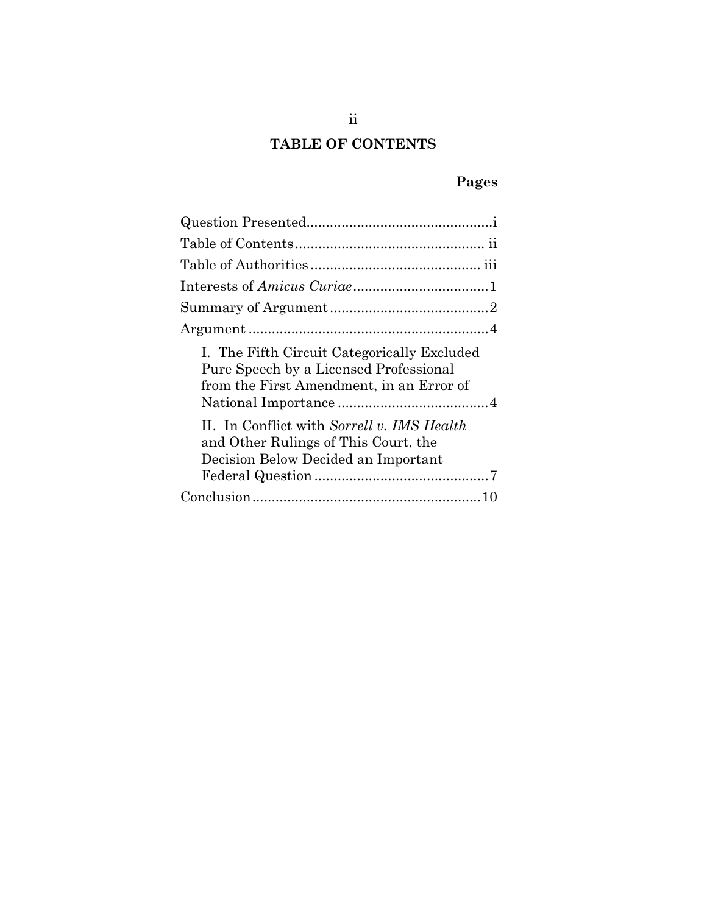# TABLE OF CONTENTS

| | Pages |
|---|---|
| Question Presented | i |
| Table of Contents | ii |
| Table of Authorities | iii |
| Interests of *Amicus Curiae* | 1 |
| Summary of Argument | 2 |
| Argument | 4 |
| I. The Fifth Circuit Categorically Excluded Pure Speech by a Licensed Professional from the First Amendment, in an Error of National Importance | 4 |
| II. In Conflict with *Sorrell v. IMS Health* and Other Rulings of This Court, the Decision Below Decided an Important Federal Question | 7 |
| Conclusion | 10 |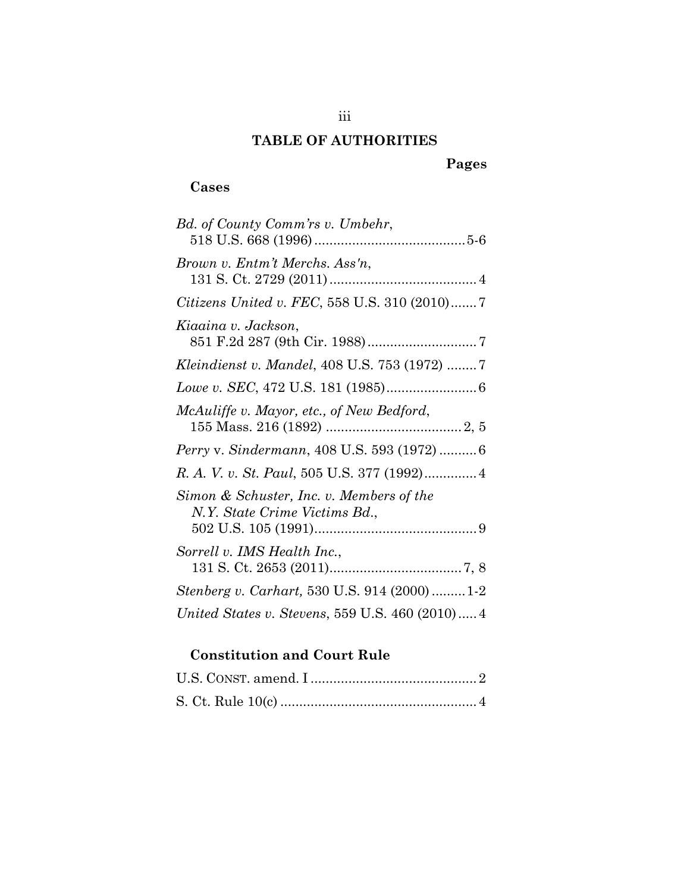# TABLE OF AUTHORITIES

**Pages**

## Cases

*Bd. of County Comm'rs v. Umbehr*, 518 U.S. 668 (1996) ........................................5-6

*Brown v. Entm't Merchs. Ass'n*, 131 S. Ct. 2729 (2011) ....................................... 4

*Citizens United v. FEC*, 558 U.S. 310 (2010) ....... 7

*Kiaaina v. Jackson*, 851 F.2d 287 (9th Cir. 1988) ............................ 7

*Kleindienst v. Mandel*, 408 U.S. 753 (1972) ........ 7

*Lowe v. SEC*, 472 U.S. 181 (1985) ........................ 6

*McAuliffe v. Mayor, etc., of New Bedford*, 155 Mass. 216 (1892) .................................... 2, 5

*Perry* v. *Sindermann*, 408 U.S. 593 (1972) .......... 6

*R. A. V. v. St. Paul*, 505 U.S. 377 (1992) ............. 4

*Simon & Schuster, Inc. v. Members of the N.Y. State Crime Victims Bd.*, 502 U.S. 105 (1991) ........................................... 9

*Sorrell v. IMS Health Inc.*, 131 S. Ct. 2653 (2011) .................................. 7, 8

*Stenberg v. Carhart,* 530 U.S. 914 (2000) ......... 1-2

*United States v. Stevens*, 559 U.S. 460 (2010) ..... 4

## Constitution and Court Rule

U.S. CONST. amend. I ............................................ 2

S. Ct. Rule 10(c) .................................................... 4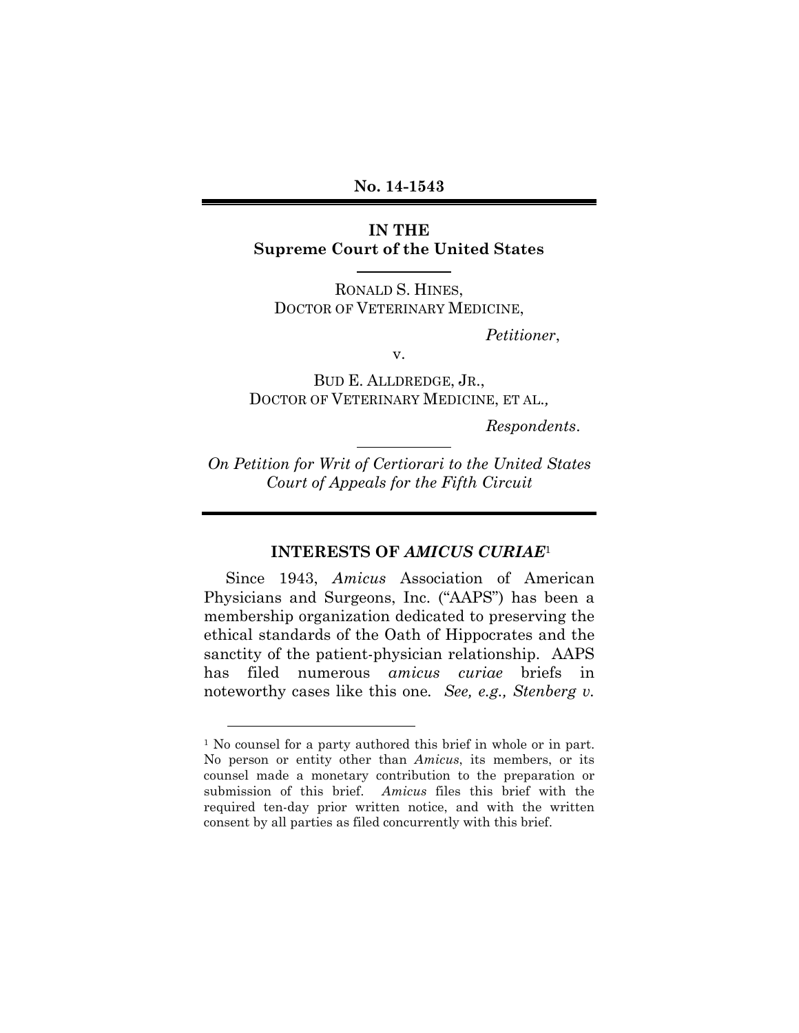**No. 14-1543**

---

**IN THE**
**Supreme Court of the United States**

---

RONALD S. HINES,
DOCTOR OF VETERINARY MEDICINE,

*Petitioner*,

v.

BUD E. ALLDREDGE, JR.,
DOCTOR OF VETERINARY MEDICINE, ET AL.,

*Respondents*.

---

*On Petition for Writ of Certiorari to the United States Court of Appeals for the Fifth Circuit*

---

## INTERESTS OF *AMICUS CURIAE*[1]

Since 1943, *Amicus* Association of American Physicians and Surgeons, Inc. ("AAPS") has been a membership organization dedicated to preserving the ethical standards of the Oath of Hippocrates and the sanctity of the patient-physician relationship. AAPS has filed numerous *amicus curiae* briefs in noteworthy cases like this one. *See, e.g., Stenberg v.*

---

[1] No counsel for a party authored this brief in whole or in part. No person or entity other than *Amicus*, its members, or its counsel made a monetary contribution to the preparation or submission of this brief. *Amicus* files this brief with the required ten-day prior written notice, and with the written consent by all parties as filed concurrently with this brief.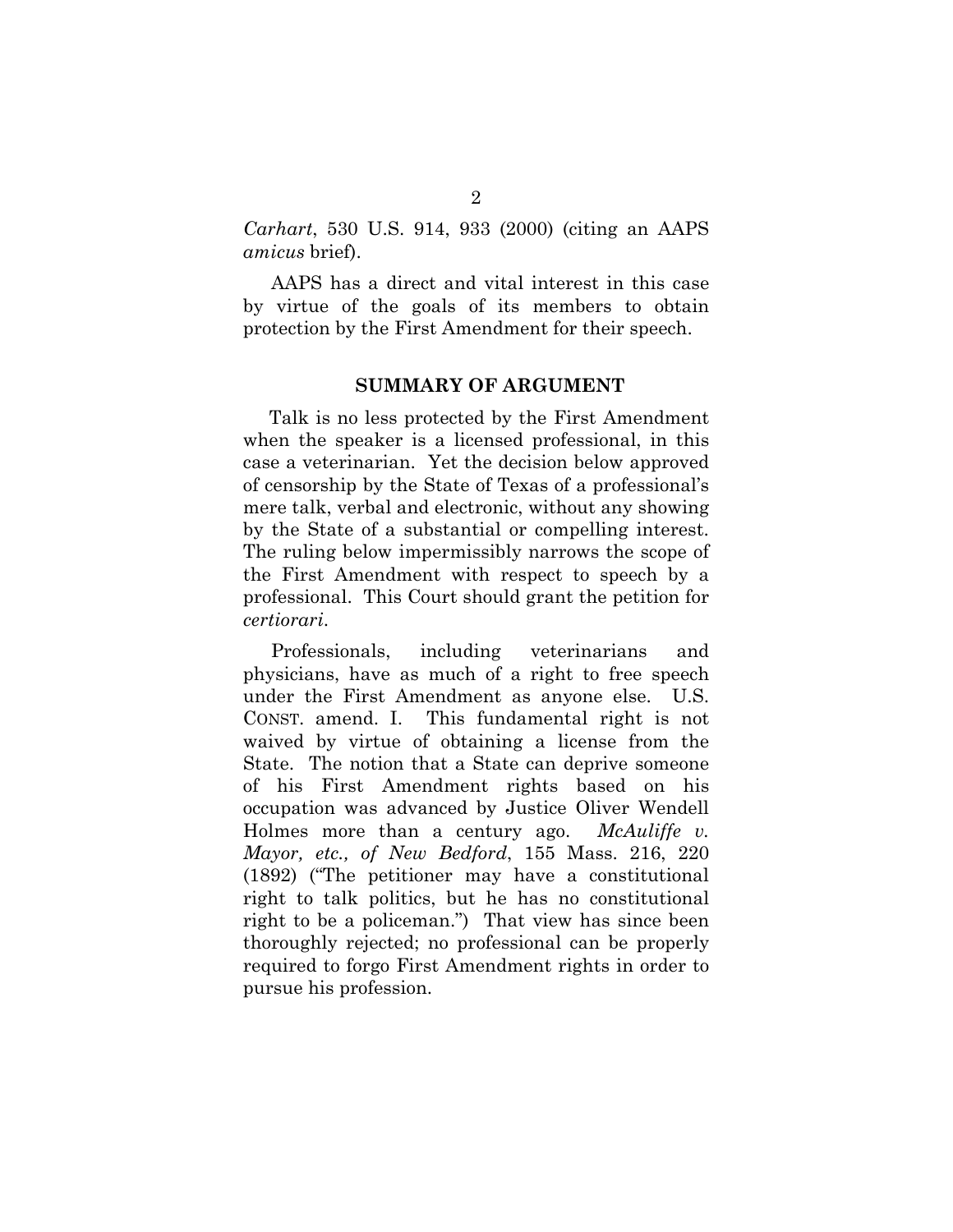*Carhart*, 530 U.S. 914, 933 (2000) (citing an AAPS *amicus* brief).

AAPS has a direct and vital interest in this case by virtue of the goals of its members to obtain protection by the First Amendment for their speech.

## SUMMARY OF ARGUMENT

Talk is no less protected by the First Amendment when the speaker is a licensed professional, in this case a veterinarian. Yet the decision below approved of censorship by the State of Texas of a professional's mere talk, verbal and electronic, without any showing by the State of a substantial or compelling interest. The ruling below impermissibly narrows the scope of the First Amendment with respect to speech by a professional. This Court should grant the petition for *certiorari*.

Professionals, including veterinarians and physicians, have as much of a right to free speech under the First Amendment as anyone else. U.S. CONST. amend. I. This fundamental right is not waived by virtue of obtaining a license from the State. The notion that a State can deprive someone of his First Amendment rights based on his occupation was advanced by Justice Oliver Wendell Holmes more than a century ago. *McAuliffe v. Mayor, etc., of New Bedford*, 155 Mass. 216, 220 (1892) ("The petitioner may have a constitutional right to talk politics, but he has no constitutional right to be a policeman.") That view has since been thoroughly rejected; no professional can be properly required to forgo First Amendment rights in order to pursue his profession.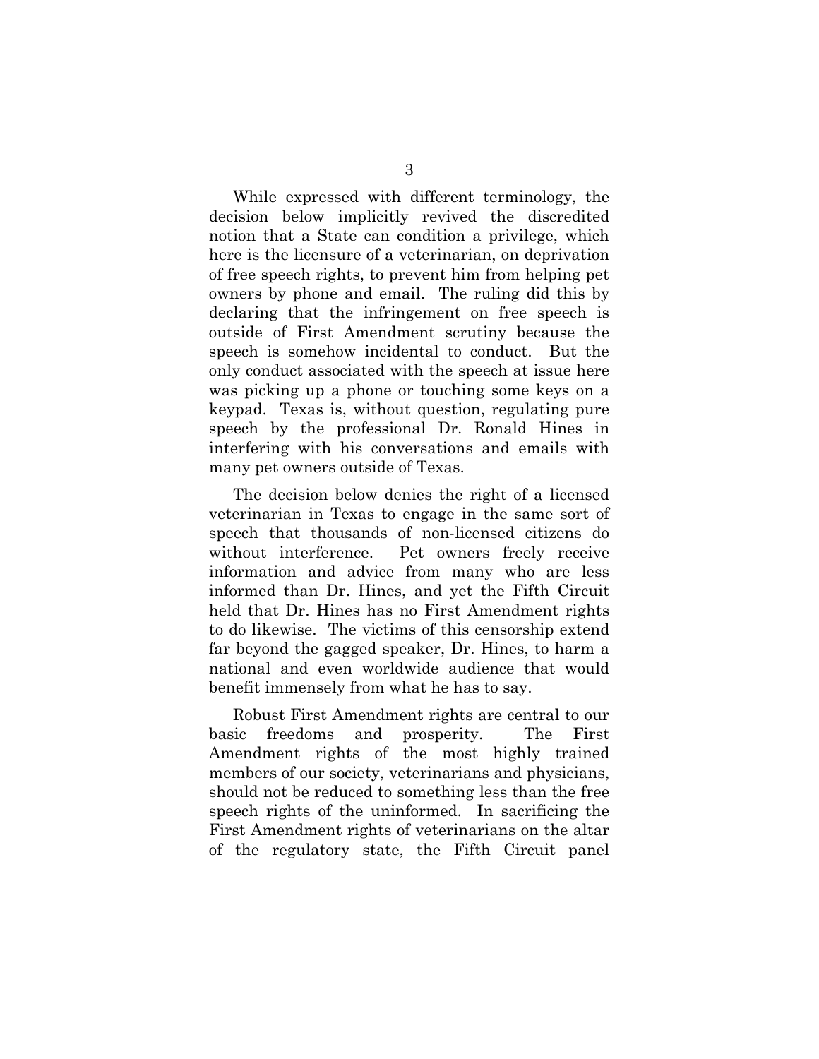While expressed with different terminology, the decision below implicitly revived the discredited notion that a State can condition a privilege, which here is the licensure of a veterinarian, on deprivation of free speech rights, to prevent him from helping pet owners by phone and email. The ruling did this by declaring that the infringement on free speech is outside of First Amendment scrutiny because the speech is somehow incidental to conduct. But the only conduct associated with the speech at issue here was picking up a phone or touching some keys on a keypad. Texas is, without question, regulating pure speech by the professional Dr. Ronald Hines in interfering with his conversations and emails with many pet owners outside of Texas.

The decision below denies the right of a licensed veterinarian in Texas to engage in the same sort of speech that thousands of non-licensed citizens do without interference. Pet owners freely receive information and advice from many who are less informed than Dr. Hines, and yet the Fifth Circuit held that Dr. Hines has no First Amendment rights to do likewise. The victims of this censorship extend far beyond the gagged speaker, Dr. Hines, to harm a national and even worldwide audience that would benefit immensely from what he has to say.

Robust First Amendment rights are central to our basic freedoms and prosperity. The First Amendment rights of the most highly trained members of our society, veterinarians and physicians, should not be reduced to something less than the free speech rights of the uninformed. In sacrificing the First Amendment rights of veterinarians on the altar of the regulatory state, the Fifth Circuit panel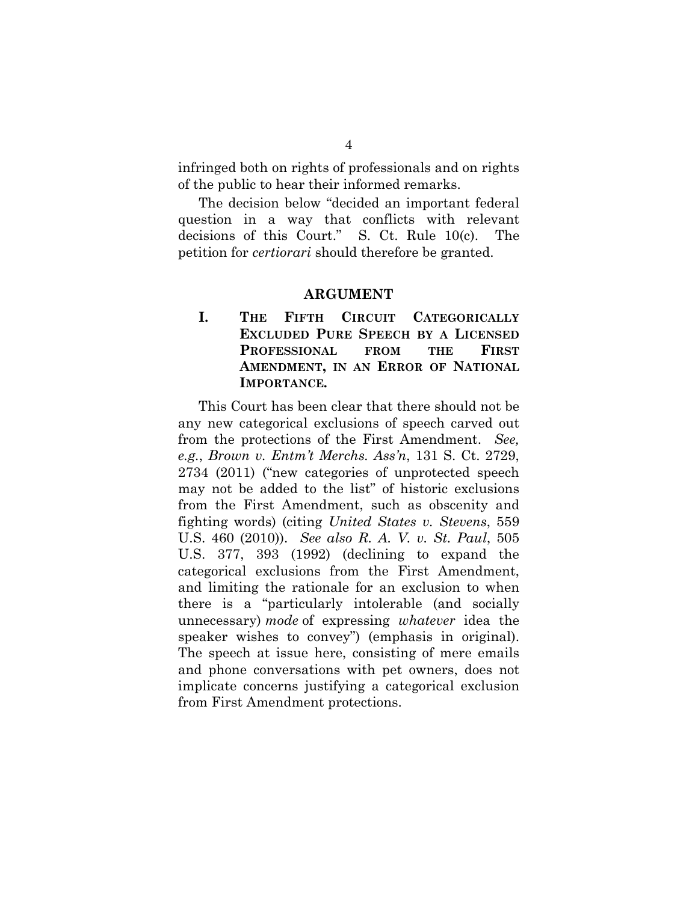infringed both on rights of professionals and on rights of the public to hear their informed remarks.

The decision below "decided an important federal question in a way that conflicts with relevant decisions of this Court." S. Ct. Rule 10(c). The petition for *certiorari* should therefore be granted.

## ARGUMENT

### I. THE FIFTH CIRCUIT CATEGORICALLY EXCLUDED PURE SPEECH BY A LICENSED PROFESSIONAL FROM THE FIRST AMENDMENT, IN AN ERROR OF NATIONAL IMPORTANCE.

This Court has been clear that there should not be any new categorical exclusions of speech carved out from the protections of the First Amendment. *See, e.g.*, *Brown v. Entm't Merchs. Ass'n*, 131 S. Ct. 2729, 2734 (2011) ("new categories of unprotected speech may not be added to the list" of historic exclusions from the First Amendment, such as obscenity and fighting words) (citing *United States v. Stevens*, 559 U.S. 460 (2010)). *See also R. A. V. v. St. Paul*, 505 U.S. 377, 393 (1992) (declining to expand the categorical exclusions from the First Amendment, and limiting the rationale for an exclusion to when there is a "particularly intolerable (and socially unnecessary) *mode* of expressing *whatever* idea the speaker wishes to convey") (emphasis in original). The speech at issue here, consisting of mere emails and phone conversations with pet owners, does not implicate concerns justifying a categorical exclusion from First Amendment protections.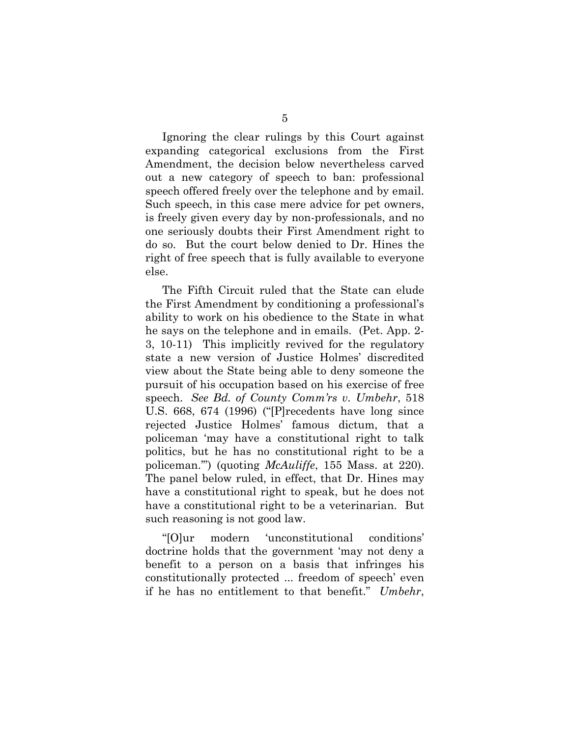Ignoring the clear rulings by this Court against expanding categorical exclusions from the First Amendment, the decision below nevertheless carved out a new category of speech to ban: professional speech offered freely over the telephone and by email. Such speech, in this case mere advice for pet owners, is freely given every day by non-professionals, and no one seriously doubts their First Amendment right to do so. But the court below denied to Dr. Hines the right of free speech that is fully available to everyone else.

The Fifth Circuit ruled that the State can elude the First Amendment by conditioning a professional's ability to work on his obedience to the State in what he says on the telephone and in emails. (Pet. App. 2-3, 10-11) This implicitly revived for the regulatory state a new version of Justice Holmes' discredited view about the State being able to deny someone the pursuit of his occupation based on his exercise of free speech. *See Bd. of County Comm'rs v. Umbehr*, 518 U.S. 668, 674 (1996) ("[P]recedents have long since rejected Justice Holmes' famous dictum, that a policeman 'may have a constitutional right to talk politics, but he has no constitutional right to be a policeman.'") (quoting *McAuliffe*, 155 Mass. at 220). The panel below ruled, in effect, that Dr. Hines may have a constitutional right to speak, but he does not have a constitutional right to be a veterinarian. But such reasoning is not good law.

"[O]ur modern 'unconstitutional conditions' doctrine holds that the government 'may not deny a benefit to a person on a basis that infringes his constitutionally protected ... freedom of speech' even if he has no entitlement to that benefit." *Umbehr*,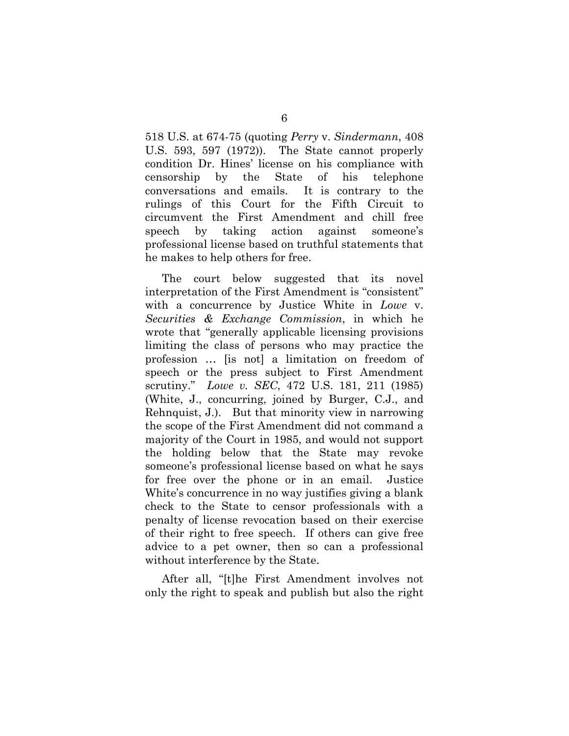518 U.S. at 674-75 (quoting *Perry* v. *Sindermann*, 408 U.S. 593, 597 (1972)). The State cannot properly condition Dr. Hines' license on his compliance with censorship by the State of his telephone conversations and emails. It is contrary to the rulings of this Court for the Fifth Circuit to circumvent the First Amendment and chill free speech by taking action against someone's professional license based on truthful statements that he makes to help others for free.

The court below suggested that its novel interpretation of the First Amendment is "consistent" with a concurrence by Justice White in *Lowe* v. *Securities & Exchange Commission*, in which he wrote that "generally applicable licensing provisions limiting the class of persons who may practice the profession … [is not] a limitation on freedom of speech or the press subject to First Amendment scrutiny." *Lowe v. SEC*, 472 U.S. 181, 211 (1985) (White, J., concurring, joined by Burger, C.J., and Rehnquist, J.). But that minority view in narrowing the scope of the First Amendment did not command a majority of the Court in 1985, and would not support the holding below that the State may revoke someone's professional license based on what he says for free over the phone or in an email. Justice White's concurrence in no way justifies giving a blank check to the State to censor professionals with a penalty of license revocation based on their exercise of their right to free speech. If others can give free advice to a pet owner, then so can a professional without interference by the State.

After all, "[t]he First Amendment involves not only the right to speak and publish but also the right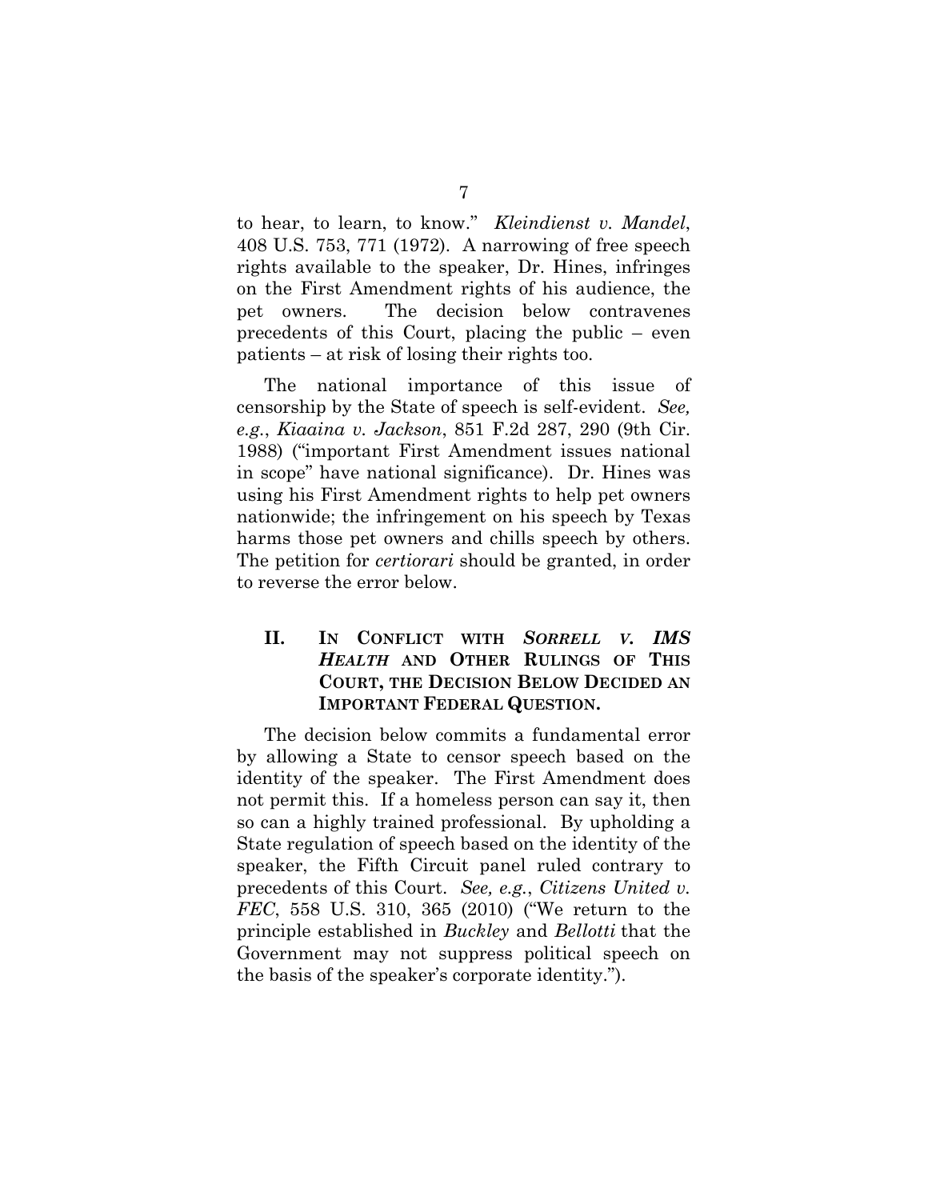to hear, to learn, to know." *Kleindienst v. Mandel*, 408 U.S. 753, 771 (1972). A narrowing of free speech rights available to the speaker, Dr. Hines, infringes on the First Amendment rights of his audience, the pet owners. The decision below contravenes precedents of this Court, placing the public – even patients – at risk of losing their rights too.

The national importance of this issue of censorship by the State of speech is self-evident. *See, e.g.*, *Kiaaina v. Jackson*, 851 F.2d 287, 290 (9th Cir. 1988) ("important First Amendment issues national in scope" have national significance). Dr. Hines was using his First Amendment rights to help pet owners nationwide; the infringement on his speech by Texas harms those pet owners and chills speech by others. The petition for *certiorari* should be granted, in order to reverse the error below.

## II. IN CONFLICT WITH *SORRELL V. IMS HEALTH* AND OTHER RULINGS OF THIS COURT, THE DECISION BELOW DECIDED AN IMPORTANT FEDERAL QUESTION.

The decision below commits a fundamental error by allowing a State to censor speech based on the identity of the speaker. The First Amendment does not permit this. If a homeless person can say it, then so can a highly trained professional. By upholding a State regulation of speech based on the identity of the speaker, the Fifth Circuit panel ruled contrary to precedents of this Court. *See, e.g.*, *Citizens United v. FEC*, 558 U.S. 310, 365 (2010) ("We return to the principle established in *Buckley* and *Bellotti* that the Government may not suppress political speech on the basis of the speaker's corporate identity.").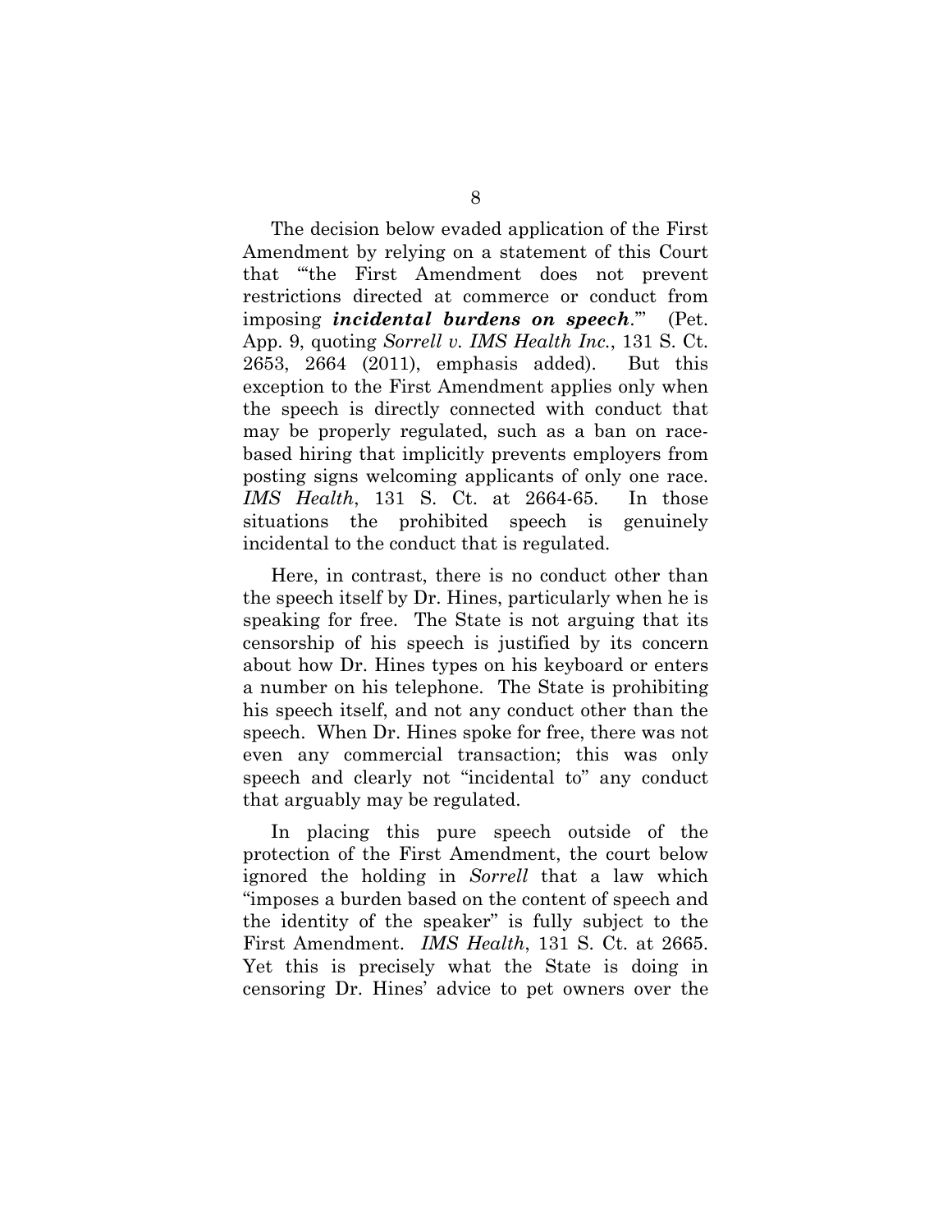The decision below evaded application of the First Amendment by relying on a statement of this Court that "'the First Amendment does not prevent restrictions directed at commerce or conduct from imposing ***incidental burdens on speech***.'" (Pet. App. 9, quoting *Sorrell v. IMS Health Inc.*, 131 S. Ct. 2653, 2664 (2011), emphasis added). But this exception to the First Amendment applies only when the speech is directly connected with conduct that may be properly regulated, such as a ban on race-based hiring that implicitly prevents employers from posting signs welcoming applicants of only one race. *IMS Health*, 131 S. Ct. at 2664-65. In those situations the prohibited speech is genuinely incidental to the conduct that is regulated.

Here, in contrast, there is no conduct other than the speech itself by Dr. Hines, particularly when he is speaking for free. The State is not arguing that its censorship of his speech is justified by its concern about how Dr. Hines types on his keyboard or enters a number on his telephone. The State is prohibiting his speech itself, and not any conduct other than the speech. When Dr. Hines spoke for free, there was not even any commercial transaction; this was only speech and clearly not "incidental to" any conduct that arguably may be regulated.

In placing this pure speech outside of the protection of the First Amendment, the court below ignored the holding in *Sorrell* that a law which "imposes a burden based on the content of speech and the identity of the speaker" is fully subject to the First Amendment. *IMS Health*, 131 S. Ct. at 2665. Yet this is precisely what the State is doing in censoring Dr. Hines' advice to pet owners over the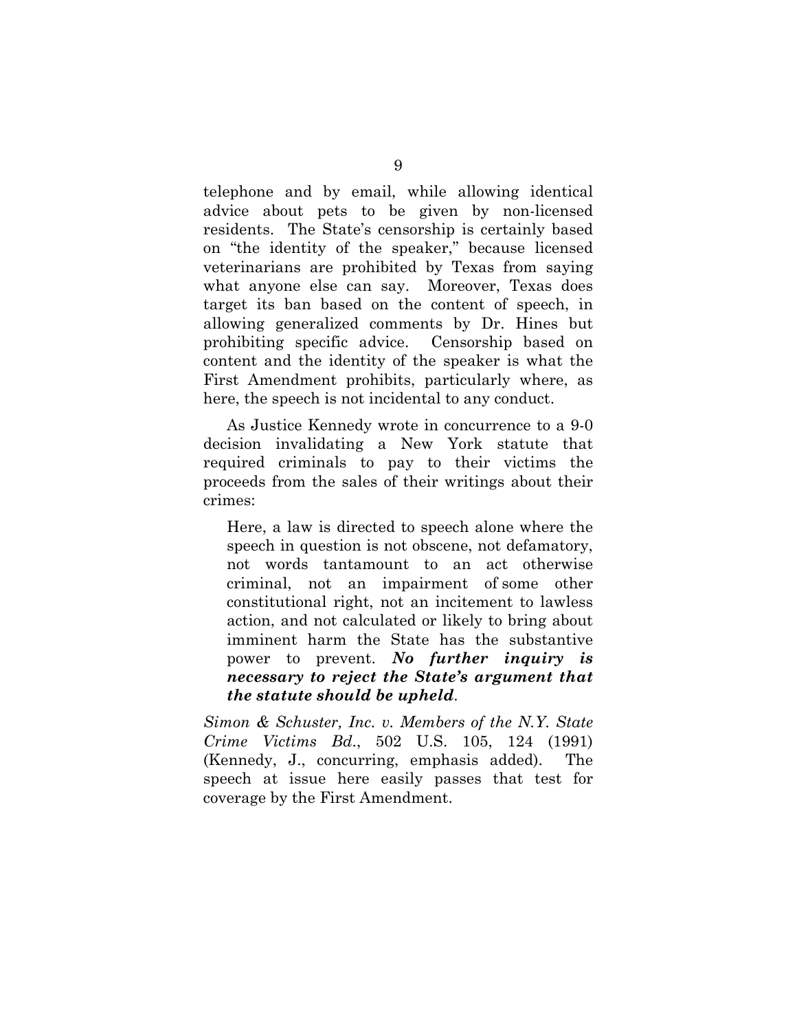telephone and by email, while allowing identical advice about pets to be given by non-licensed residents. The State's censorship is certainly based on "the identity of the speaker," because licensed veterinarians are prohibited by Texas from saying what anyone else can say. Moreover, Texas does target its ban based on the content of speech, in allowing generalized comments by Dr. Hines but prohibiting specific advice. Censorship based on content and the identity of the speaker is what the First Amendment prohibits, particularly where, as here, the speech is not incidental to any conduct.

As Justice Kennedy wrote in concurrence to a 9-0 decision invalidating a New York statute that required criminals to pay to their victims the proceeds from the sales of their writings about their crimes:

> Here, a law is directed to speech alone where the speech in question is not obscene, not defamatory, not words tantamount to an act otherwise criminal, not an impairment of some other constitutional right, not an incitement to lawless action, and not calculated or likely to bring about imminent harm the State has the substantive power to prevent. ***No further inquiry is necessary to reject the State's argument that the statute should be upheld***.

*Simon & Schuster, Inc. v. Members of the N.Y. State Crime Victims Bd*., 502 U.S. 105, 124 (1991) (Kennedy, J., concurring, emphasis added). The speech at issue here easily passes that test for coverage by the First Amendment.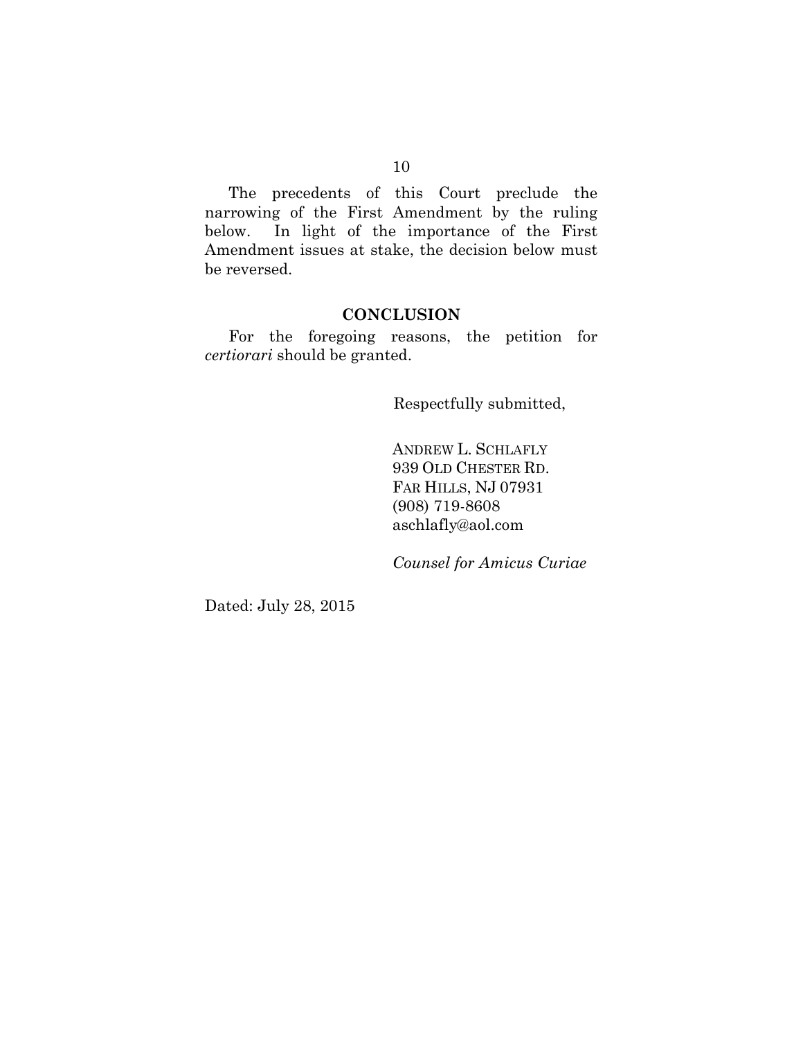The precedents of this Court preclude the narrowing of the First Amendment by the ruling below. In light of the importance of the First Amendment issues at stake, the decision below must be reversed.

## CONCLUSION

For the foregoing reasons, the petition for *certiorari* should be granted.

Respectfully submitted,

ANDREW L. SCHLAFLY
939 OLD CHESTER RD.
FAR HILLS, NJ 07931
(908) 719-8608
aschlafly@aol.com

*Counsel for Amicus Curiae*

Dated: July 28, 2015